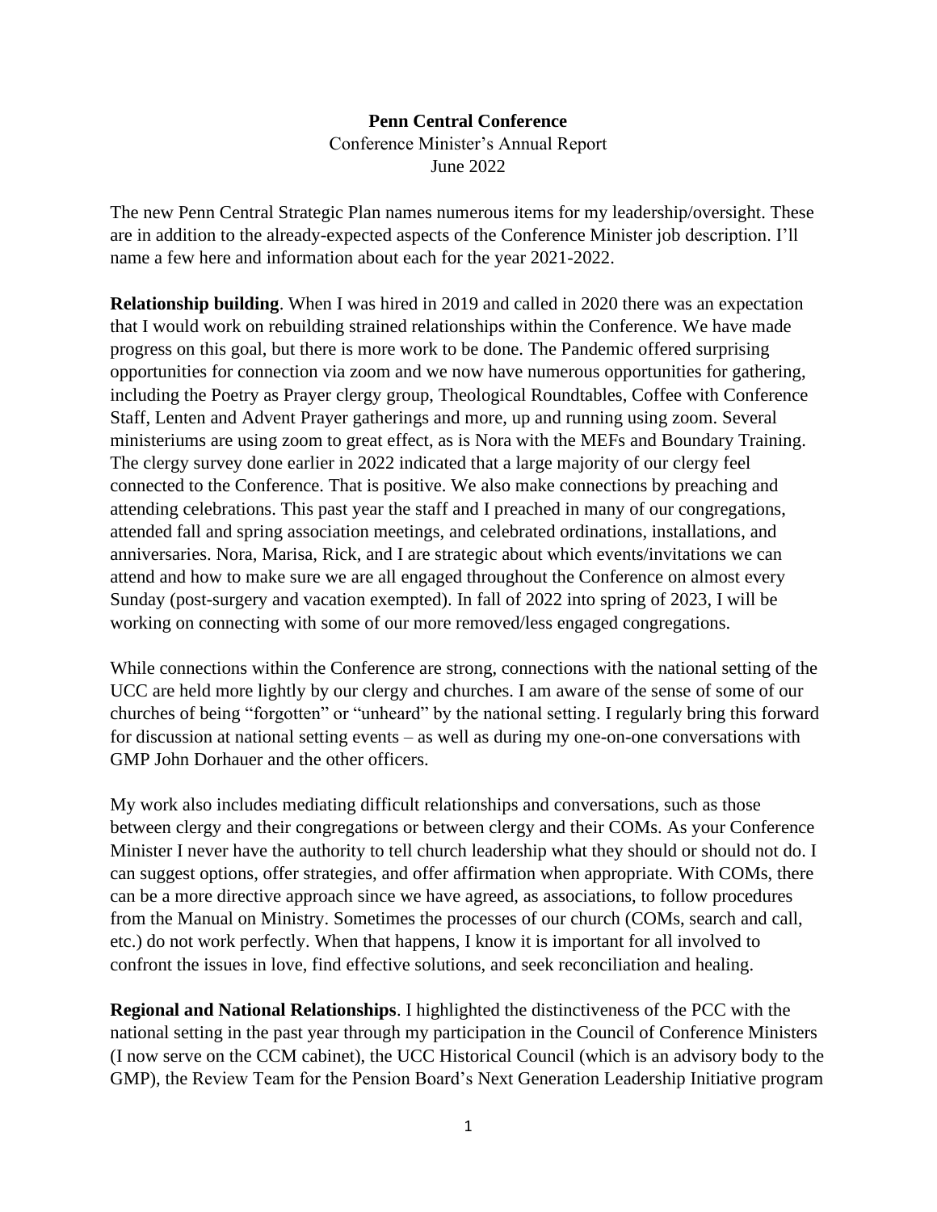**Penn Central Conference**

Conference Minister's Annual Report

June 2022

The new Penn Central Strategic Plan names numerous items for my leadership/oversight. These are in addition to the already-expected aspects of the Conference Minister job description. I'll name a few here and information about each for the year 2021-2022.

**Relationship building**. When I was hired in 2019 and called in 2020 there was an expectation that I would work on rebuilding strained relationships within the Conference. We have made progress on this goal, but there is more work to be done. The Pandemic offered surprising opportunities for connection via zoom and we now have numerous opportunities for gathering, including the Poetry as Prayer clergy group, Theological Roundtables, Coffee with Conference Staff, Lenten and Advent Prayer gatherings and more, up and running using zoom. Several ministeriums are using zoom to great effect, as is Nora with the MEFs and Boundary Training. The clergy survey done earlier in 2022 indicated that a large majority of our clergy feel connected to the Conference. That is positive. We also make connections by preaching and attending celebrations. This past year the staff and I preached in many of our congregations, attended fall and spring association meetings, and celebrated ordinations, installations, and anniversaries. Nora, Marisa, Rick, and I are strategic about which events/invitations we can attend and how to make sure we are all engaged throughout the Conference on almost every Sunday (post-surgery and vacation exempted). In fall of 2022 into spring of 2023, I will be working on connecting with some of our more removed/less engaged congregations.

While connections within the Conference are strong, connections with the national setting of the UCC are held more lightly by our clergy and churches. I am aware of the sense of some of our churches of being "forgotten" or "unheard" by the national setting. I regularly bring this forward for discussion at national setting events – as well as during my one-on-one conversations with GMP John Dorhauer and the other officers.

My work also includes mediating difficult relationships and conversations, such as those between clergy and their congregations or between clergy and their COMs. As your Conference Minister I never have the authority to tell church leadership what they should or should not do. I can suggest options, offer strategies, and offer affirmation when appropriate. With COMs, there can be a more directive approach since we have agreed, as associations, to follow procedures from the Manual on Ministry. Sometimes the processes of our church (COMs, search and call, etc.) do not work perfectly. When that happens, I know it is important for all involved to confront the issues in love, find effective solutions, and seek reconciliation and healing.

**Regional and National Relationships**. I highlighted the distinctiveness of the PCC with the national setting in the past year through my participation in the Council of Conference Ministers (I now serve on the CCM cabinet), the UCC Historical Council (which is an advisory body to the GMP), the Review Team for the Pension Board's Next Generation Leadership Initiative program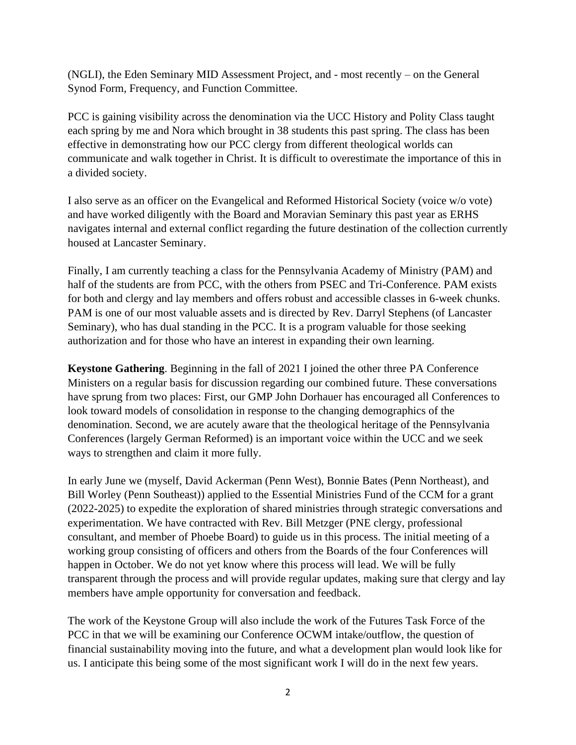(NGLI), the Eden Seminary MID Assessment Project, and - most recently – on the General Synod Form, Frequency, and Function Committee.

PCC is gaining visibility across the denomination via the UCC History and Polity Class taught each spring by me and Nora which brought in 38 students this past spring. The class has been effective in demonstrating how our PCC clergy from different theological worlds can communicate and walk together in Christ. It is difficult to overestimate the importance of this in a divided society.

I also serve as an officer on the Evangelical and Reformed Historical Society (voice w/o vote) and have worked diligently with the Board and Moravian Seminary this past year as ERHS navigates internal and external conflict regarding the future destination of the collection currently housed at Lancaster Seminary.

Finally, I am currently teaching a class for the Pennsylvania Academy of Ministry (PAM) and half of the students are from PCC, with the others from PSEC and Tri-Conference. PAM exists for both and clergy and lay members and offers robust and accessible classes in 6-week chunks. PAM is one of our most valuable assets and is directed by Rev. Darryl Stephens (of Lancaster Seminary), who has dual standing in the PCC. It is a program valuable for those seeking authorization and for those who have an interest in expanding their own learning.

**Keystone Gathering**. Beginning in the fall of 2021 I joined the other three PA Conference Ministers on a regular basis for discussion regarding our combined future. These conversations have sprung from two places: First, our GMP John Dorhauer has encouraged all Conferences to look toward models of consolidation in response to the changing demographics of the denomination. Second, we are acutely aware that the theological heritage of the Pennsylvania Conferences (largely German Reformed) is an important voice within the UCC and we seek ways to strengthen and claim it more fully.

In early June we (myself, David Ackerman (Penn West), Bonnie Bates (Penn Northeast), and Bill Worley (Penn Southeast)) applied to the Essential Ministries Fund of the CCM for a grant (2022-2025) to expedite the exploration of shared ministries through strategic conversations and experimentation. We have contracted with Rev. Bill Metzger (PNE clergy, professional consultant, and member of Phoebe Board) to guide us in this process. The initial meeting of a working group consisting of officers and others from the Boards of the four Conferences will happen in October. We do not yet know where this process will lead. We will be fully transparent through the process and will provide regular updates, making sure that clergy and lay members have ample opportunity for conversation and feedback.

The work of the Keystone Group will also include the work of the Futures Task Force of the PCC in that we will be examining our Conference OCWM intake/outflow, the question of financial sustainability moving into the future, and what a development plan would look like for us. I anticipate this being some of the most significant work I will do in the next few years.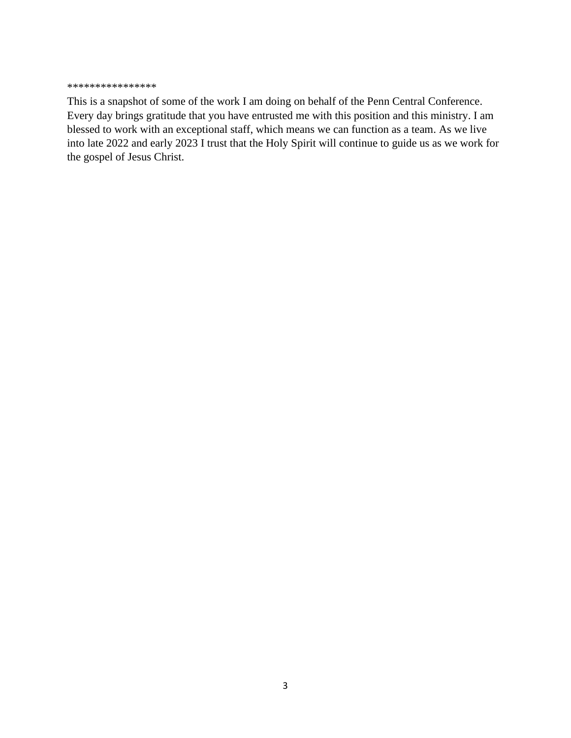****************

This is a snapshot of some of the work I am doing on behalf of the Penn Central Conference. Every day brings gratitude that you have entrusted me with this position and this ministry. I am blessed to work with an exceptional staff, which means we can function as a team. As we live into late 2022 and early 2023 I trust that the Holy Spirit will continue to guide us as we work for the gospel of Jesus Christ.